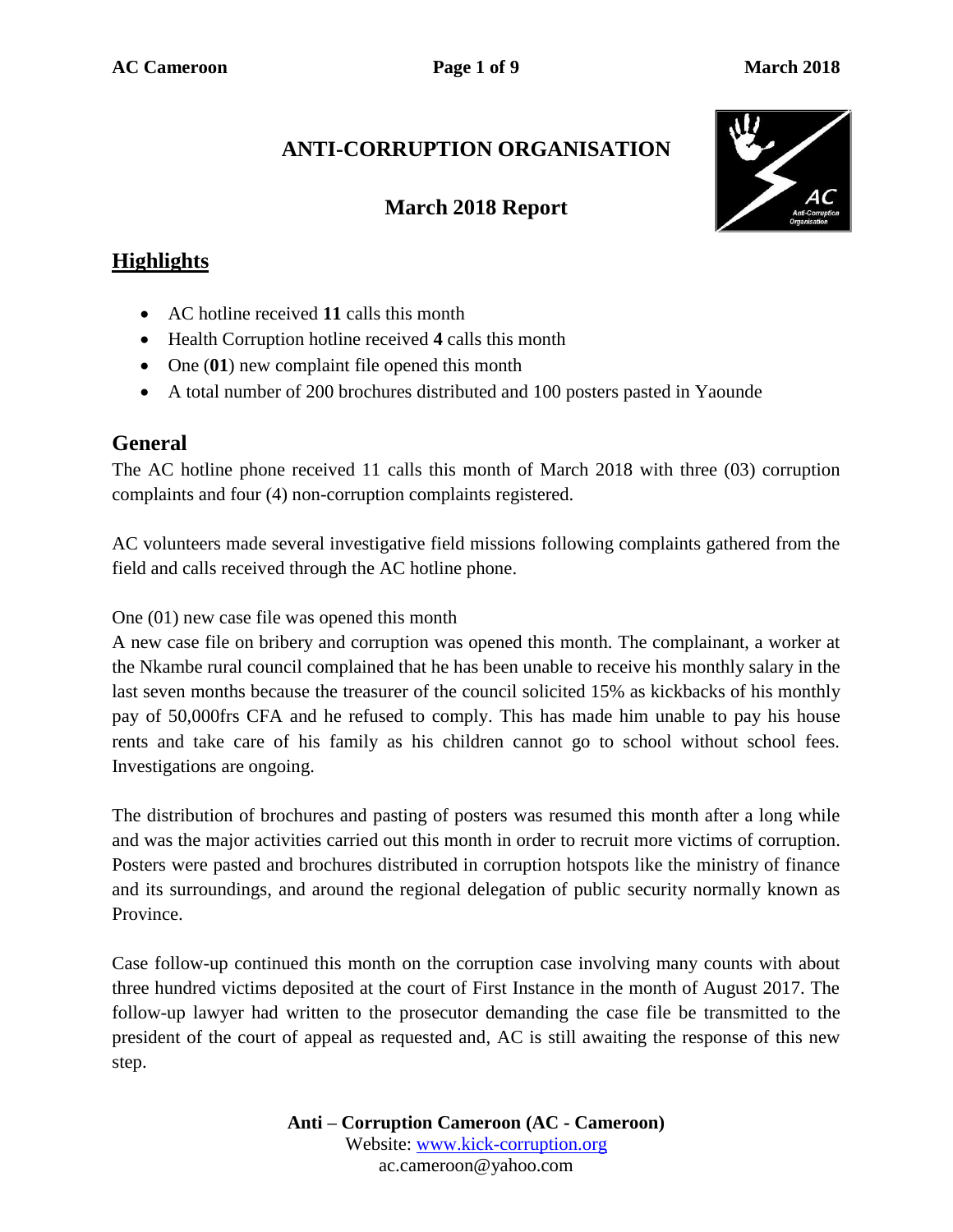# ANTI-CORRUPTION ORGANISATION

## March 2018 Report

## Highlights

- AC hotline received **11** calls this month
- Health Corruption hotline received **4** calls this month
- One (**01**) new complaint file opened this month
- A total number of 200 brochures distributed and 100 posters pasted in Yaounde

## General

The AC hotline phone received 11 calls this month of March 2018 with three (03) corruption complaints and four (4) non-corruption complaints registered.

AC volunteers made several investigative field missions following complaints gathered from the field and calls received through the AC hotline phone.

One (01) new case file was opened this month
A new case file on bribery and corruption was opened this month. The complainant, a worker at the Nkambe rural council complained that he has been unable to receive his monthly salary in the last seven months because the treasurer of the council solicited 15% as kickbacks of his monthly pay of 50,000frs CFA and he refused to comply. This has made him unable to pay his house rents and take care of his family as his children cannot go to school without school fees. Investigations are ongoing.

The distribution of brochures and pasting of posters was resumed this month after a long while and was the major activities carried out this month in order to recruit more victims of corruption. Posters were pasted and brochures distributed in corruption hotspots like the ministry of finance and its surroundings, and around the regional delegation of public security normally known as Province.

Case follow-up continued this month on the corruption case involving many counts with about three hundred victims deposited at the court of First Instance in the month of August 2017. The follow-up lawyer had written to the prosecutor demanding the case file be transmitted to the president of the court of appeal as requested and, AC is still awaiting the response of this new step.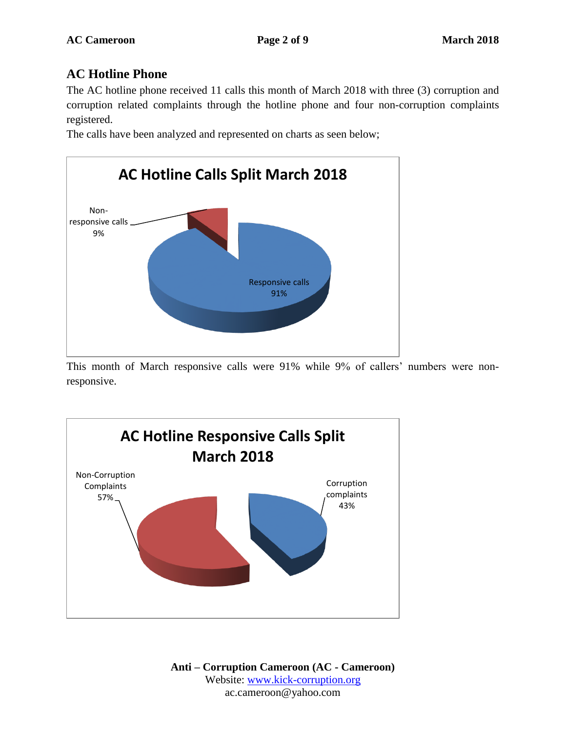## AC Hotline Phone

The AC hotline phone received 11 calls this month of March 2018 with three (3) corruption and corruption related complaints through the hotline phone and four non-corruption complaints registered.

The calls have been analyzed and represented on charts as seen below;

**AC Hotline Calls Split March 2018**

Non-responsive calls 9%

Responsive calls 91%

This month of March responsive calls were 91% while 9% of callers' numbers were non-responsive.

**AC Hotline Responsive Calls Split March 2018**

Non-Corruption Complaints 57%

Corruption complaints 43%

**Anti – Corruption Cameroon (AC - Cameroon)**
Website: www.kick-corruption.org
ac.cameroon@yahoo.com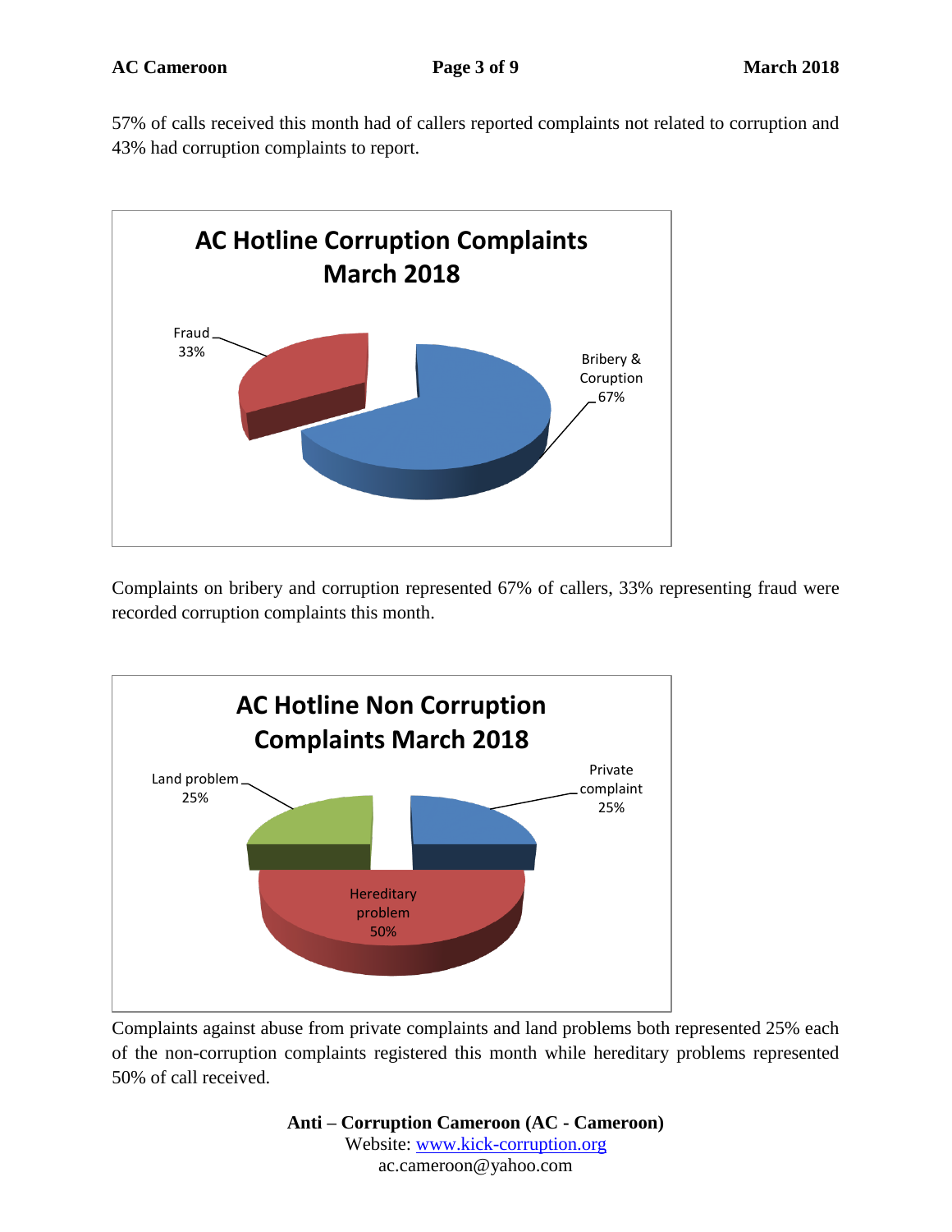57% of calls received this month had of callers reported complaints not related to corruption and 43% had corruption complaints to report.

**AC Hotline Corruption Complaints March 2018**

- Fraud 33%
- Bribery & Coruption 67%

Complaints on bribery and corruption represented 67% of callers, 33% representing fraud were recorded corruption complaints this month.

**AC Hotline Non Corruption Complaints March 2018**

- Land problem 25%
- Private complaint 25%
- Hereditary problem 50%

Complaints against abuse from private complaints and land problems both represented 25% each of the non-corruption complaints registered this month while hereditary problems represented 50% of call received.

**Anti – Corruption Cameroon (AC - Cameroon)**
Website: [www.kick-corruption.org](http://www.kick-corruption.org)
ac.cameroon@yahoo.com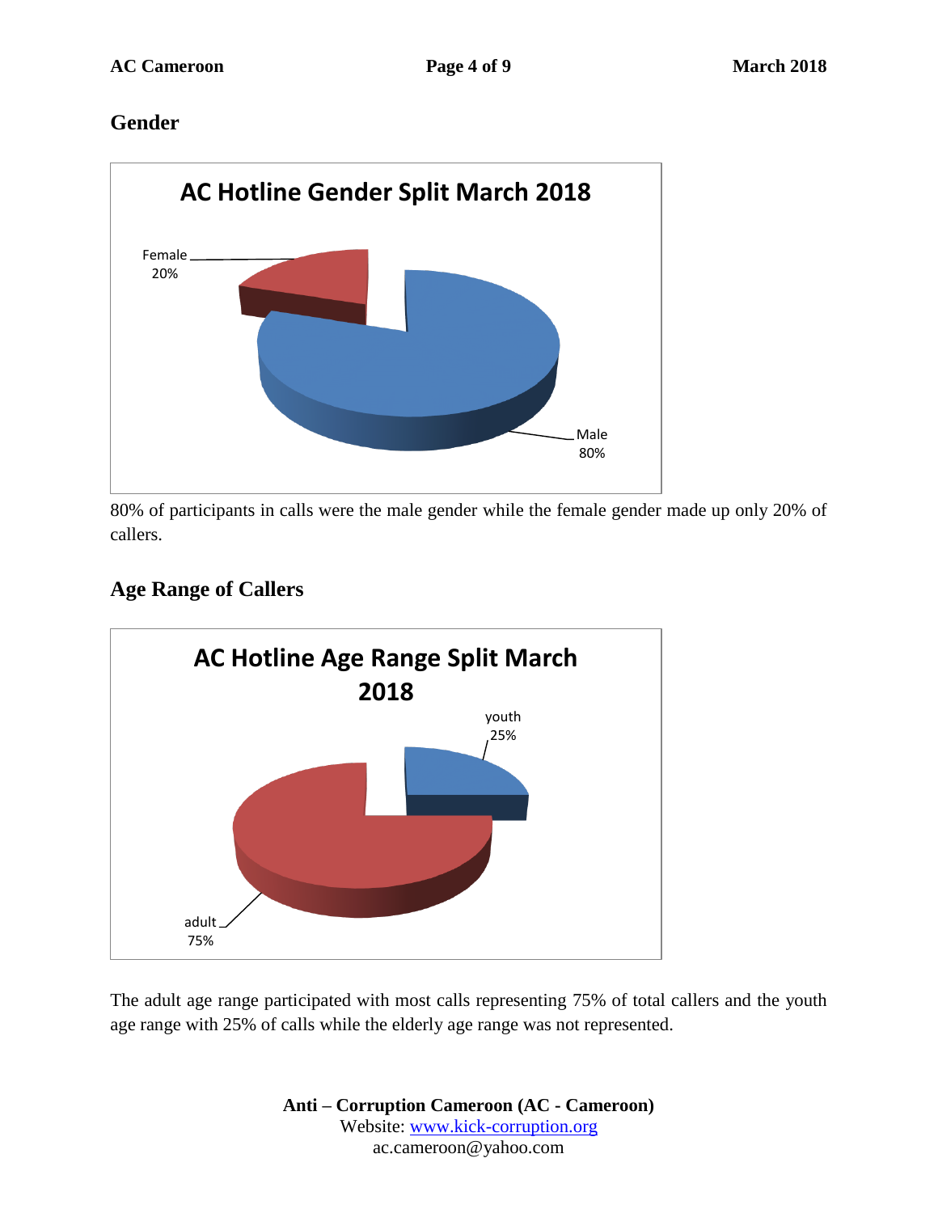## Gender

80% of participants in calls were the male gender while the female gender made up only 20% of callers.

## Age Range of Callers

The adult age range participated with most calls representing 75% of total callers and the youth age range with 25% of calls while the elderly age range was not represented.

**Anti – Corruption Cameroon (AC - Cameroon)**
Website: [www.kick-corruption.org](http://www.kick-corruption.org)
ac.cameroon@yahoo.com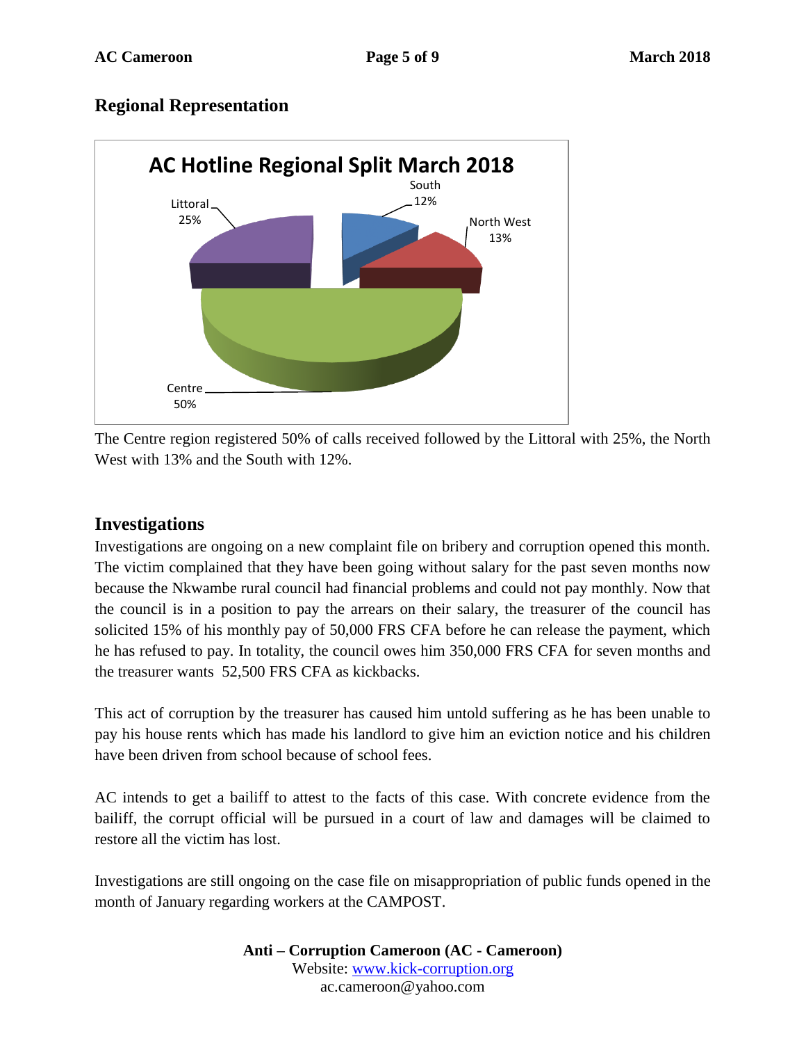## Regional Representation

The Centre region registered 50% of calls received followed by the Littoral with 25%, the North West with 13% and the South with 12%.

## Investigations

Investigations are ongoing on a new complaint file on bribery and corruption opened this month. The victim complained that they have been going without salary for the past seven months now because the Nkwambe rural council had financial problems and could not pay monthly. Now that the council is in a position to pay the arrears on their salary, the treasurer of the council has solicited 15% of his monthly pay of 50,000 FRS CFA before he can release the payment, which he has refused to pay. In totality, the council owes him 350,000 FRS CFA for seven months and the treasurer wants 52,500 FRS CFA as kickbacks.

This act of corruption by the treasurer has caused him untold suffering as he has been unable to pay his house rents which has made his landlord to give him an eviction notice and his children have been driven from school because of school fees.

AC intends to get a bailiff to attest to the facts of this case. With concrete evidence from the bailiff, the corrupt official will be pursued in a court of law and damages will be claimed to restore all the victim has lost.

Investigations are still ongoing on the case file on misappropriation of public funds opened in the month of January regarding workers at the CAMPOST.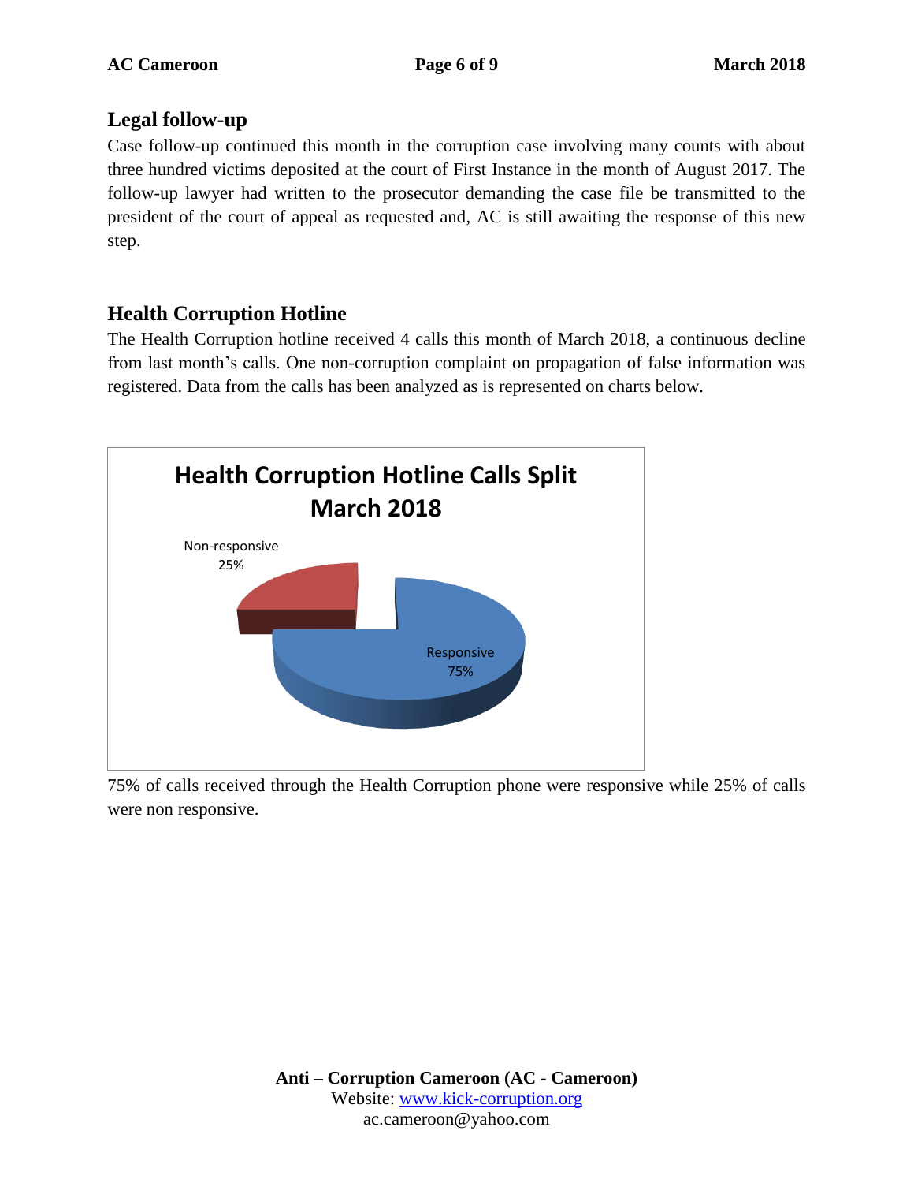## Legal follow-up

Case follow-up continued this month in the corruption case involving many counts with about three hundred victims deposited at the court of First Instance in the month of August 2017. The follow-up lawyer had written to the prosecutor demanding the case file be transmitted to the president of the court of appeal as requested and, AC is still awaiting the response of this new step.

## Health Corruption Hotline

The Health Corruption hotline received 4 calls this month of March 2018, a continuous decline from last month's calls. One non-corruption complaint on propagation of false information was registered. Data from the calls has been analyzed as is represented on charts below.

**Health Corruption Hotline Calls Split March 2018**

| Category | Share |
|---|---|
| Responsive | 75% |
| Non-responsive | 25% |

75% of calls received through the Health Corruption phone were responsive while 25% of calls were non responsive.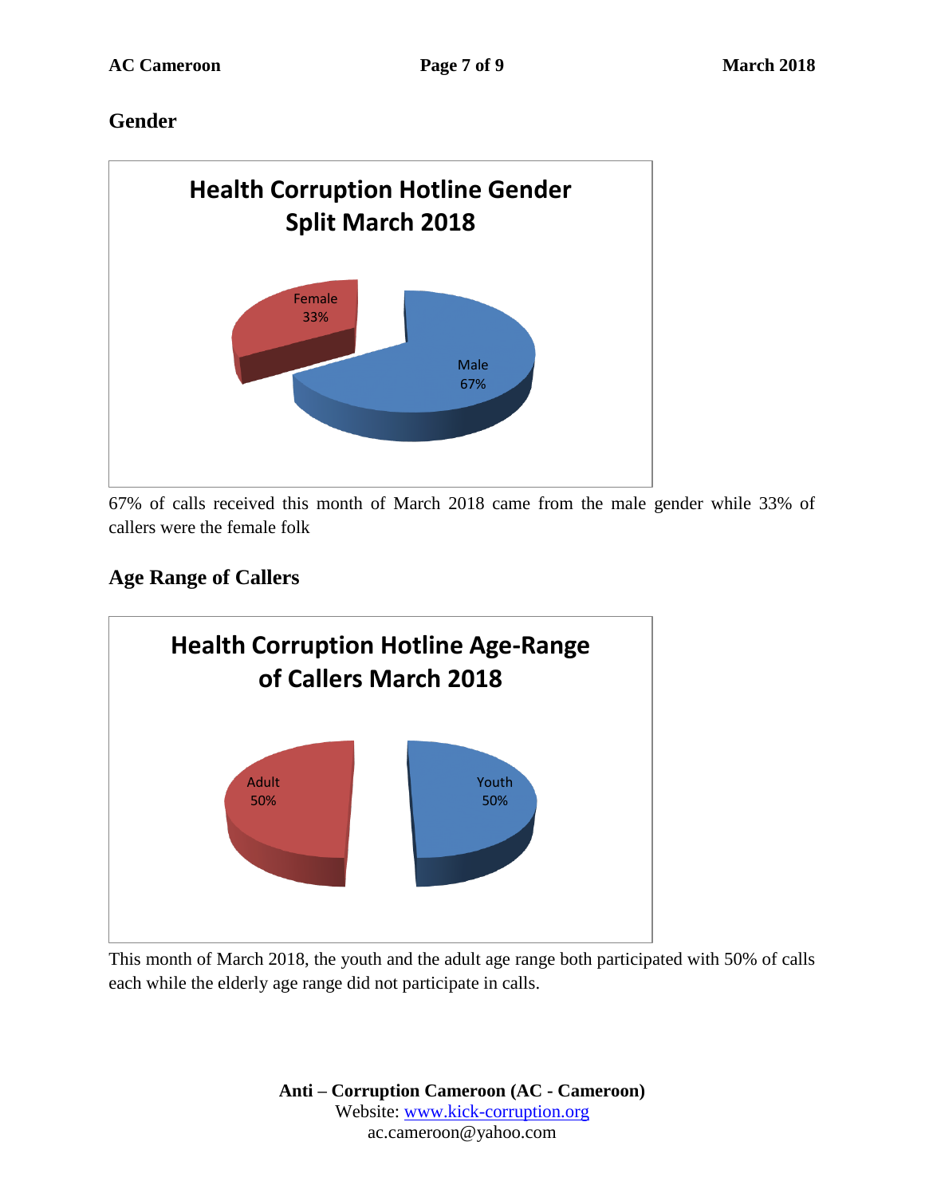## Gender

**Health Corruption Hotline Gender Split March 2018**

Female 33%

Male 67%

67% of calls received this month of March 2018 came from the male gender while 33% of callers were the female folk

## Age Range of Callers

**Health Corruption Hotline Age-Range of Callers March 2018**

Adult 50%

Youth 50%

This month of March 2018, the youth and the adult age range both participated with 50% of calls each while the elderly age range did not participate in calls.

**Anti – Corruption Cameroon (AC - Cameroon)**
Website: [www.kick-corruption.org](http://www.kick-corruption.org)
ac.cameroon@yahoo.com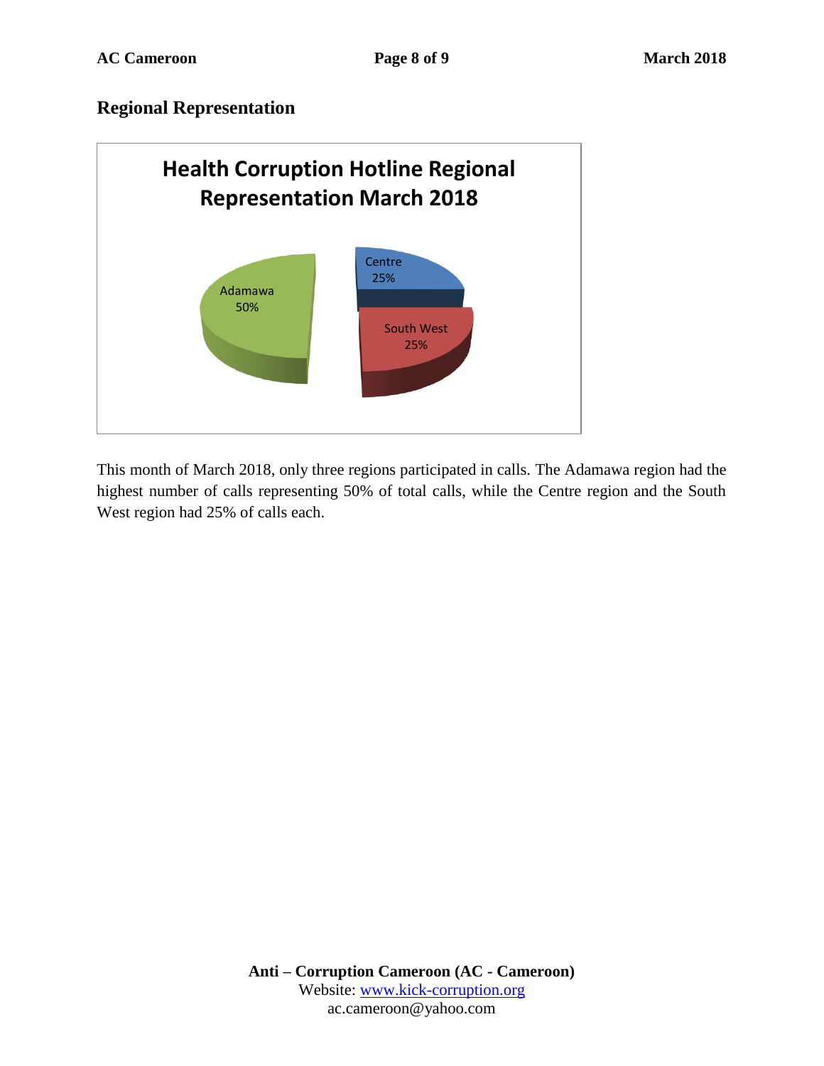## Regional Representation

**Health Corruption Hotline Regional Representation March 2018**

Adamawa 50%

Centre 25%

South West 25%

This month of March 2018, only three regions participated in calls. The Adamawa region had the highest number of calls representing 50% of total calls, while the Centre region and the South West region had 25% of calls each.

**Anti – Corruption Cameroon (AC - Cameroon)**
Website: www.kick-corruption.org
ac.cameroon@yahoo.com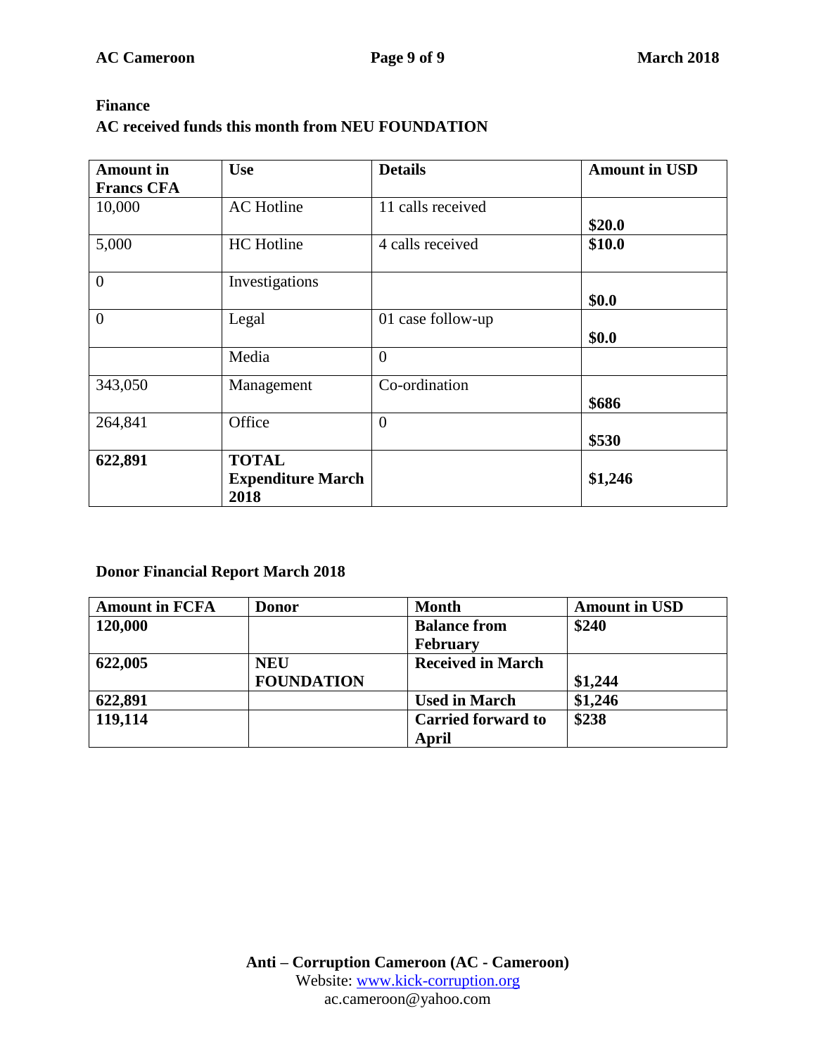**Finance**

**AC received funds this month from NEU FOUNDATION**

| Amount in Francs CFA | Use | Details | Amount in USD |
|---|---|---|---|
| 10,000 | AC Hotline | 11 calls received | **\$20.0** |
| 5,000 | HC Hotline | 4 calls received | **\$10.0** |
| 0 | Investigations | | **\$0.0** |
| 0 | Legal | 01 case follow-up | **\$0.0** |
| | Media | 0 | |
| 343,050 | Management | Co-ordination | **\$686** |
| 264,841 | Office | 0 | **\$530** |
| **622,891** | **TOTAL Expenditure March 2018** | | **\$1,246** |

**Donor Financial Report March 2018**

| Amount in FCFA | Donor | Month | Amount in USD |
|---|---|---|---|
| **120,000** | | **Balance from February** | **\$240** |
| **622,005** | **NEU FOUNDATION** | **Received in March** | **\$1,244** |
| **622,891** | | **Used in March** | **\$1,246** |
| **119,114** | | **Carried forward to April** | **\$238** |

**Anti – Corruption Cameroon (AC - Cameroon)**
Website: www.kick-corruption.org
ac.cameroon@yahoo.com